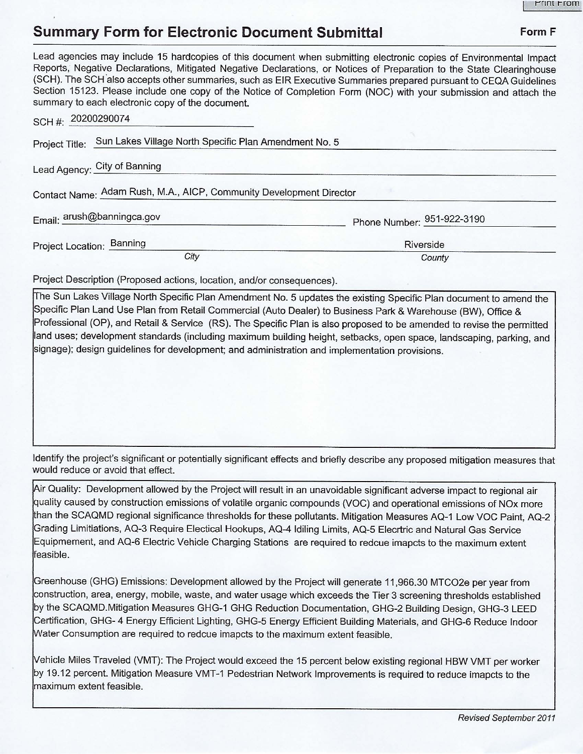# Summary Form for Electronic Document Submittal

**Form F**

Lead agencies may include 15 hardcopies of this document when submitting electronic copies of Environmental Impact Reports, Negative Declarations, Mitigated Negative Declarations, or Notices of Preparation to the State Clearinghouse (SCH). The SCH also accepts other summaries, such as EIR Executive Summaries prepared pursuant to CEQA Guidelines Section 15123. Please include one copy of the Notice of Completion Form (NOC) with your submission and attach the summary to each electronic copy of the document.

SCH #: 20200290074

Project Title: Sun Lakes Village North Specific Plan Amendment No. 5

Lead Agency: City of Banning

Contact Name: Adam Rush, M.A., AICP, Community Development Director

Email: arush@banningca.gov

Phone Number: 951-922-3190

Project Location: Banning (*City*), Riverside (*County*)

Project Description (Proposed actions, location, and/or consequences).

The Sun Lakes Village North Specific Plan Amendment No. 5 updates the existing Specific Plan document to amend the Specific Plan Land Use Plan from Retail Commercial (Auto Dealer) to Business Park & Warehouse (BW), Office & Professional (OP), and Retail & Service (RS). The Specific Plan is also proposed to be amended to revise the permitted land uses; development standards (including maximum building height, setbacks, open space, landscaping, parking, and signage); design guidelines for development; and administration and implementation provisions.

Identify the project's significant or potentially significant effects and briefly describe any proposed mitigation measures that would reduce or avoid that effect.

Air Quality: Development allowed by the Project will result in an unavoidable significant adverse impact to regional air quality caused by construction emissions of volatile organic compounds (VOC) and operational emissions of NOx more than the SCAQMD regional significance thresholds for these pollutants. Mitigation Measures AQ-1 Low VOC Paint, AQ-2 Grading Limitiations, AQ-3 Require Electical Hookups, AQ-4 Idiling Limits, AQ-5 Elecrtric and Natural Gas Service Equipmement, and AQ-6 Electric Vehicle Charging Stations are required to redcue imapcts to the maximum extent feasible.

Greenhouse (GHG) Emissions: Development allowed by the Project will generate 11,966.30 MTCO2e per year from construction, area, energy, mobile, waste, and water usage which exceeds the Tier 3 screening thresholds established by the SCAQMD.Mitigation Measures GHG-1 GHG Reduction Documentation, GHG-2 Building Design, GHG-3 LEED Certification, GHG- 4 Energy Efficient Lighting, GHG-5 Energy Efficient Building Materials, and GHG-6 Reduce Indoor Water Consumption are required to redcue imapcts to the maximum extent feasible.

Vehicle Miles Traveled (VMT): The Project would exceed the 15 percent below existing regional HBW VMT per worker by 19.12 percent. Mitigation Measure VMT-1 Pedestrian Network Improvements is required to reduce imapcts to the maximum extent feasible.

*Revised September 2011*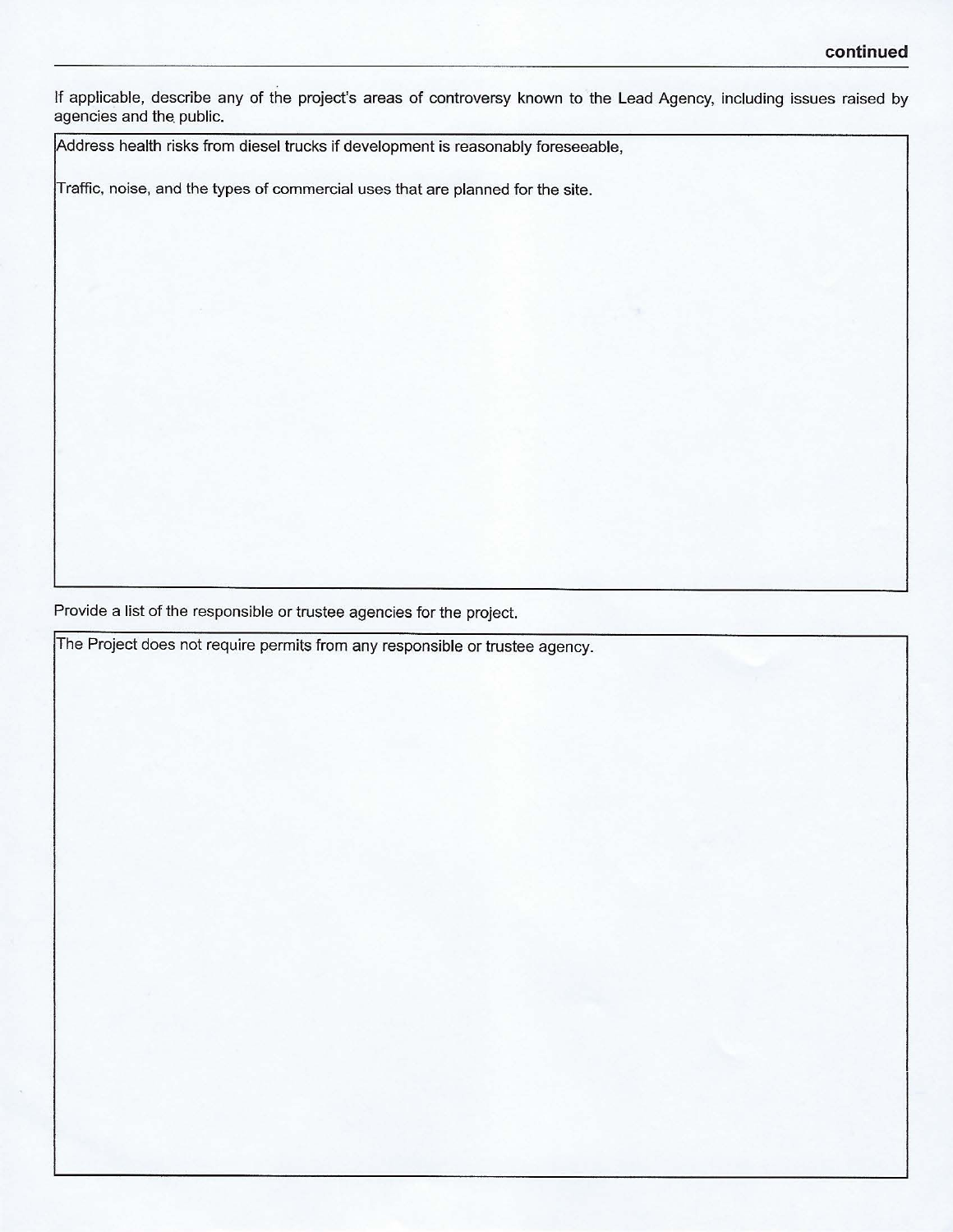If applicable, describe any of the project's areas of controversy known to the Lead Agency, including issues raised by agencies and the public.

Address health risks from diesel trucks if development is reasonably foreseeable,

Traffic, noise, and the types of commercial uses that are planned for the site.

Provide a list of the responsible or trustee agencies for the project.

The Project does not require permits from any responsible or trustee agency.